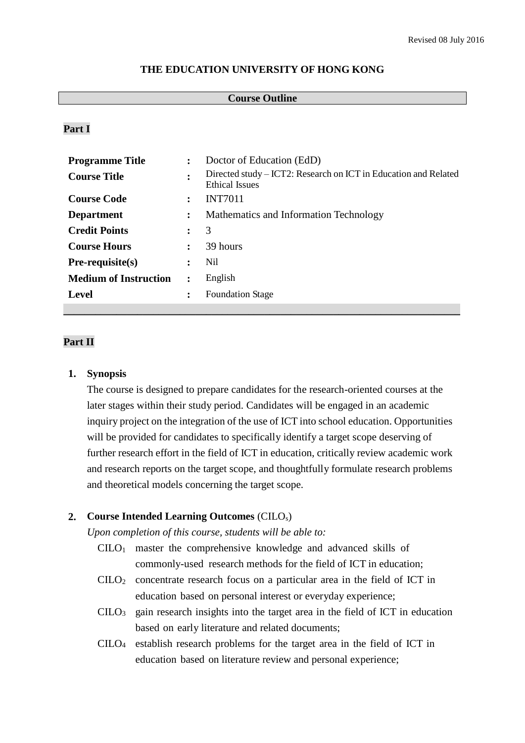Revised 08 July 2016

# THE EDUCATION UNIVERSITY OF HONG KONG

## Course Outline

### Part I

| | | |
|---|---|---|
| **Programme Title** | : | Doctor of Education (EdD) |
| **Course Title** | : | Directed study – ICT2: Research on ICT in Education and Related Ethical Issues |
| **Course Code** | : | INT7011 |
| **Department** | : | Mathematics and Information Technology |
| **Credit Points** | : | 3 |
| **Course Hours** | : | 39 hours |
| **Pre-requisite(s)** | : | Nil |
| **Medium of Instruction** | : | English |
| **Level** | : | Foundation Stage |

### Part II

**1. Synopsis**

The course is designed to prepare candidates for the research-oriented courses at the later stages within their study period. Candidates will be engaged in an academic inquiry project on the integration of the use of ICT into school education. Opportunities will be provided for candidates to specifically identify a target scope deserving of further research effort in the field of ICT in education, critically review academic work and research reports on the target scope, and thoughtfully formulate research problems and theoretical models concerning the target scope.

**2. Course Intended Learning Outcomes** ($CILO_s$)

*Upon completion of this course, students will be able to:*

- $CILO_1$ master the comprehensive knowledge and advanced skills of commonly-used research methods for the field of ICT in education;
- $CILO_2$ concentrate research focus on a particular area in the field of ICT in education based on personal interest or everyday experience;
- $CILO_3$ gain research insights into the target area in the field of ICT in education based on early literature and related documents;
- $CILO_4$ establish research problems for the target area in the field of ICT in education based on literature review and personal experience;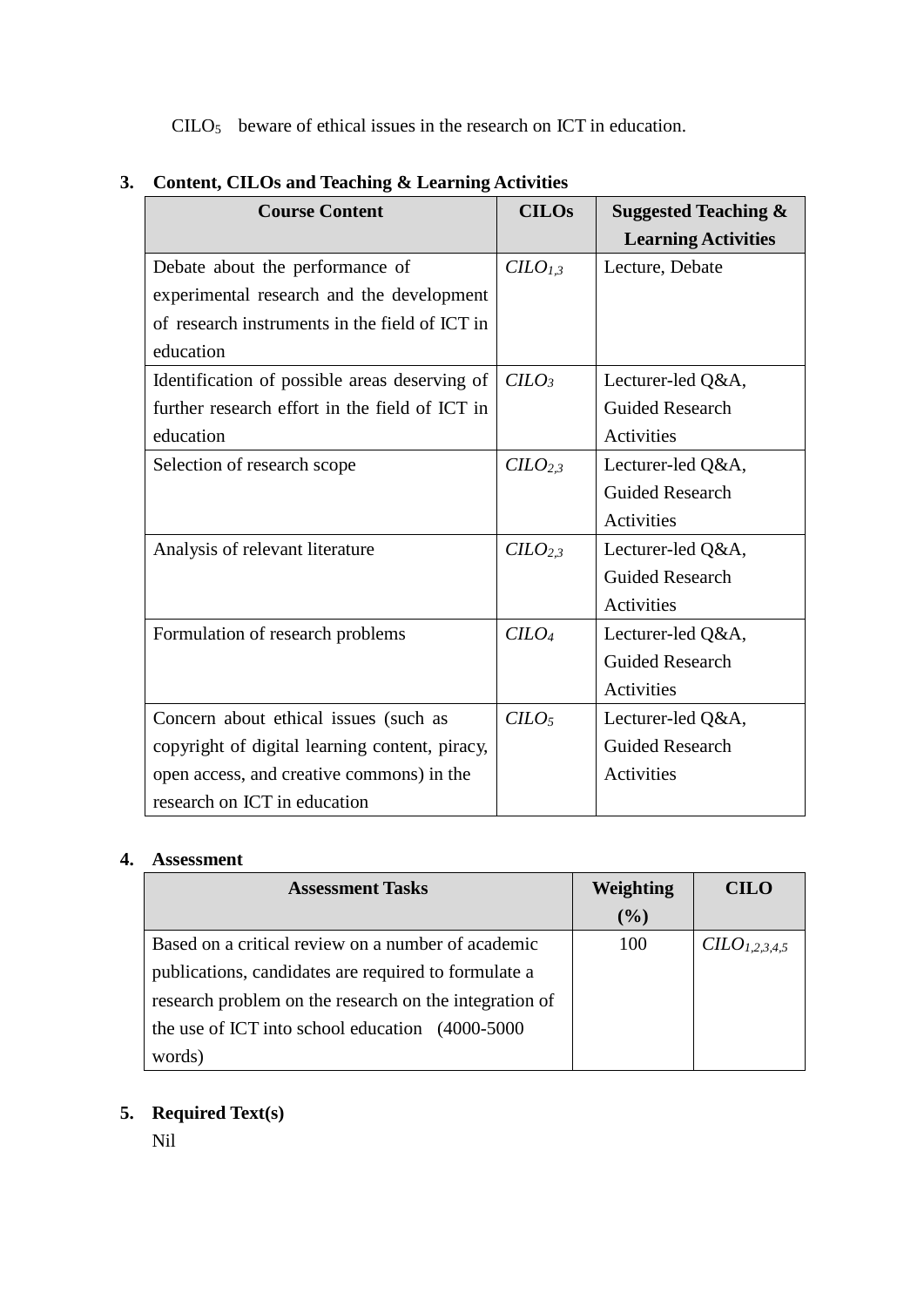$CILO_5$ beware of ethical issues in the research on ICT in education.

## 3. Content, CILOs and Teaching & Learning Activities

| Course Content | CILOs | Suggested Teaching & Learning Activities |
|---|---|---|
| Debate about the performance of experimental research and the development of research instruments in the field of ICT in education | $CILO_{1,3}$ | Lecture, Debate |
| Identification of possible areas deserving of further research effort in the field of ICT in education | $CILO_3$ | Lecturer-led Q&A, Guided Research Activities |
| Selection of research scope | $CILO_{2,3}$ | Lecturer-led Q&A, Guided Research Activities |
| Analysis of relevant literature | $CILO_{2,3}$ | Lecturer-led Q&A, Guided Research Activities |
| Formulation of research problems | $CILO_4$ | Lecturer-led Q&A, Guided Research Activities |
| Concern about ethical issues (such as copyright of digital learning content, piracy, open access, and creative commons) in the research on ICT in education | $CILO_5$ | Lecturer-led Q&A, Guided Research Activities |

## 4. Assessment

| Assessment Tasks | Weighting (%) | CILO |
|---|---|---|
| Based on a critical review on a number of academic publications, candidates are required to formulate a research problem on the research on the integration of the use of ICT into school education (4000-5000 words) | 100 | $CILO_{1,2,3,4,5}$ |

## 5. Required Text(s)

Nil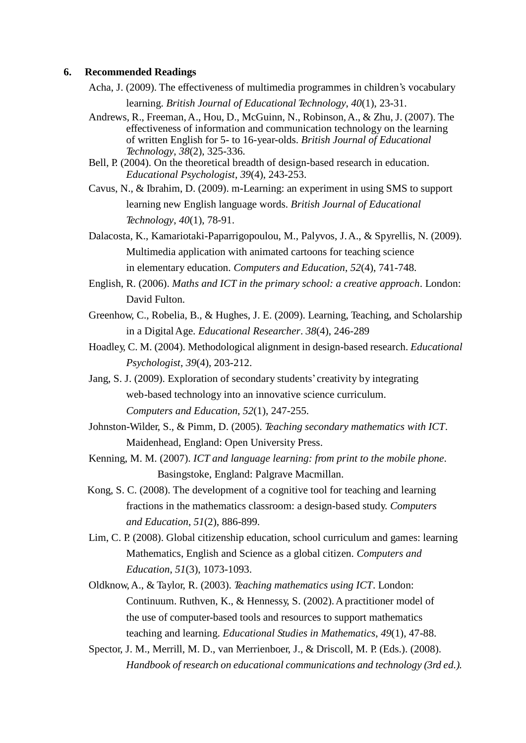## 6. Recommended Readings

Acha, J. (2009). The effectiveness of multimedia programmes in children's vocabulary learning. *British Journal of Educational Technology*, *40*(1), 23-31.

Andrews, R., Freeman, A., Hou, D., McGuinn, N., Robinson, A., & Zhu, J. (2007). The effectiveness of information and communication technology on the learning of written English for 5- to 16-year-olds. *British Journal of Educational Technology*, *38*(2), 325-336.

Bell, P. (2004). On the theoretical breadth of design-based research in education. *Educational Psychologist*, *39*(4), 243-253.

Cavus, N., & Ibrahim, D. (2009). m-Learning: an experiment in using SMS to support learning new English language words. *British Journal of Educational Technology*, *40*(1), 78-91.

Dalacosta, K., Kamariotaki-Paparrigopoulou, M., Palyvos, J. A., & Spyrellis, N. (2009). Multimedia application with animated cartoons for teaching science in elementary education. *Computers and Education*, *52*(4), 741-748.

English, R. (2006). *Maths and ICT in the primary school: a creative approach*. London: David Fulton.

Greenhow, C., Robelia, B., & Hughes, J. E. (2009). Learning, Teaching, and Scholarship in a Digital Age. *Educational Researcher*. *38*(4), 246-289

Hoadley, C. M. (2004). Methodological alignment in design-based research. *Educational Psychologist*, *39*(4), 203-212.

Jang, S. J. (2009). Exploration of secondary students' creativity by integrating web-based technology into an innovative science curriculum. *Computers and Education*, *52*(1), 247-255.

Johnston-Wilder, S., & Pimm, D. (2005). *Teaching secondary mathematics with ICT*. Maidenhead, England: Open University Press.

Kenning, M. M. (2007). *ICT and language learning: from print to the mobile phone*. Basingstoke, England: Palgrave Macmillan.

Kong, S. C. (2008). The development of a cognitive tool for teaching and learning fractions in the mathematics classroom: a design-based study. *Computers and Education*, *51*(2), 886-899.

Lim, C. P. (2008). Global citizenship education, school curriculum and games: learning Mathematics, English and Science as a global citizen. *Computers and Education*, *51*(3), 1073-1093.

Oldknow, A., & Taylor, R. (2003). *Teaching mathematics using ICT*. London: Continuum. Ruthven, K., & Hennessy, S. (2002). A practitioner model of the use of computer-based tools and resources to support mathematics teaching and learning. *Educational Studies in Mathematics*, *49*(1), 47-88.

Spector, J. M., Merrill, M. D., van Merrienboer, J., & Driscoll, M. P. (Eds.). (2008). *Handbook of research on educational communications and technology (3rd ed.).*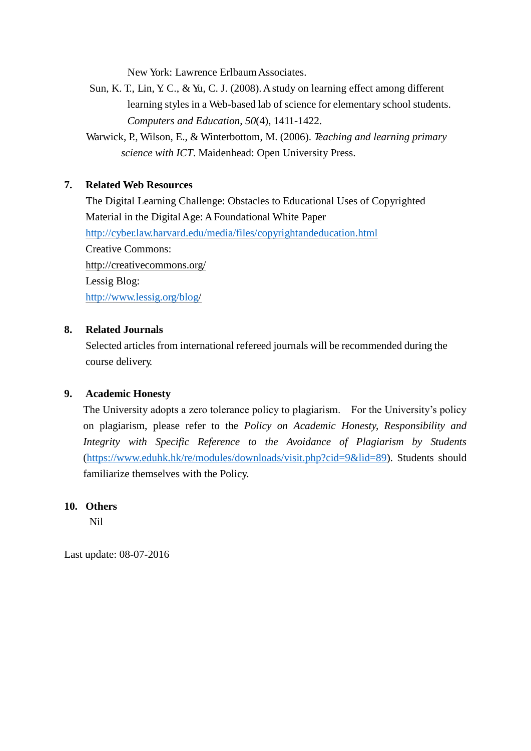New York: Lawrence Erlbaum Associates.

Sun, K. T., Lin, Y. C., & Yu, C. J. (2008). A study on learning effect among different learning styles in a Web-based lab of science for elementary school students. *Computers and Education*, *50*(4), 1411-1422.

Warwick, P., Wilson, E., & Winterbottom, M. (2006). *Teaching and learning primary science with ICT*. Maidenhead: Open University Press.

## 7. Related Web Resources

The Digital Learning Challenge: Obstacles to Educational Uses of Copyrighted Material in the Digital Age: A Foundational White Paper
http://cyber.law.harvard.edu/media/files/copyrightandeducation.html
Creative Commons:
http://creativecommons.org/
Lessig Blog:
http://www.lessig.org/blog/

## 8. Related Journals

Selected articles from international refereed journals will be recommended during the course delivery.

## 9. Academic Honesty

The University adopts a zero tolerance policy to plagiarism. For the University's policy on plagiarism, please refer to the *Policy on Academic Honesty, Responsibility and Integrity with Specific Reference to the Avoidance of Plagiarism by Students* (https://www.eduhk.hk/re/modules/downloads/visit.php?cid=9&lid=89). Students should familiarize themselves with the Policy.

## 10. Others

Nil

Last update: 08-07-2016